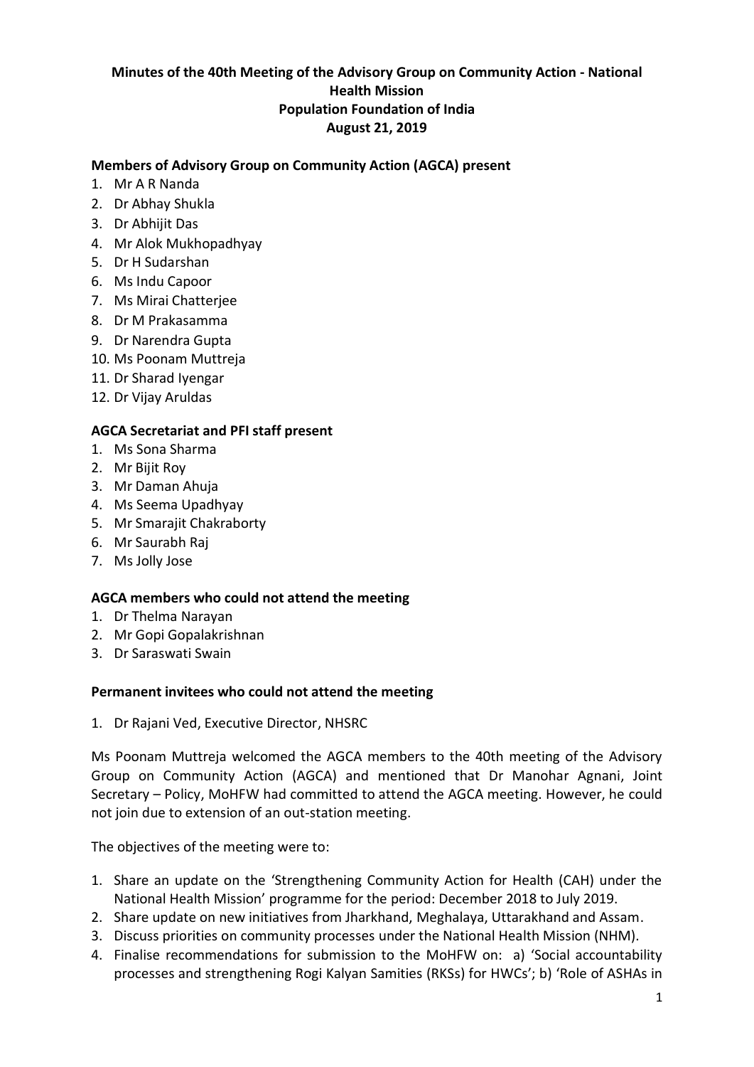# Minutes of the 40th Meeting of the Advisory Group on Community Action - National Health Mission
## Population Foundation of India
## August 21, 2019

**Members of Advisory Group on Community Action (AGCA) present**

1. Mr A R Nanda
2. Dr Abhay Shukla
3. Dr Abhijit Das
4. Mr Alok Mukhopadhyay
5. Dr H Sudarshan
6. Ms Indu Capoor
7. Ms Mirai Chatterjee
8. Dr M Prakasamma
9. Dr Narendra Gupta
10. Ms Poonam Muttreja
11. Dr Sharad Iyengar
12. Dr Vijay Aruldas

**AGCA Secretariat and PFI staff present**

1. Ms Sona Sharma
2. Mr Bijit Roy
3. Mr Daman Ahuja
4. Ms Seema Upadhyay
5. Mr Smarajit Chakraborty
6. Mr Saurabh Raj
7. Ms Jolly Jose

**AGCA members who could not attend the meeting**

1. Dr Thelma Narayan
2. Mr Gopi Gopalakrishnan
3. Dr Saraswati Swain

**Permanent invitees who could not attend the meeting**

1. Dr Rajani Ved, Executive Director, NHSRC

Ms Poonam Muttreja welcomed the AGCA members to the 40th meeting of the Advisory Group on Community Action (AGCA) and mentioned that Dr Manohar Agnani, Joint Secretary – Policy, MoHFW had committed to attend the AGCA meeting. However, he could not join due to extension of an out-station meeting.

The objectives of the meeting were to:

1. Share an update on the 'Strengthening Community Action for Health (CAH) under the National Health Mission' programme for the period: December 2018 to July 2019.
2. Share update on new initiatives from Jharkhand, Meghalaya, Uttarakhand and Assam.
3. Discuss priorities on community processes under the National Health Mission (NHM).
4. Finalise recommendations for submission to the MoHFW on: a) 'Social accountability processes and strengthening Rogi Kalyan Samities (RKSs) for HWCs'; b) 'Role of ASHAs in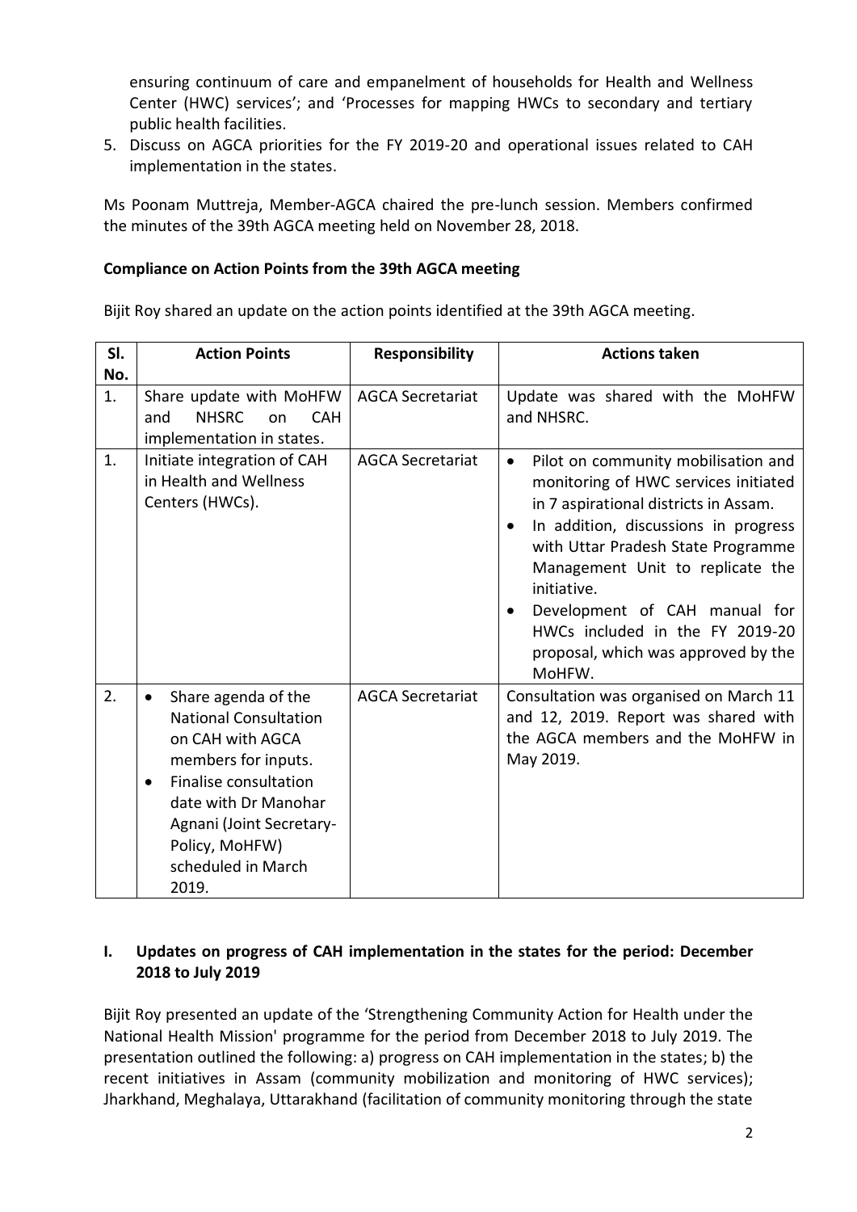ensuring continuum of care and empanelment of households for Health and Wellness Center (HWC) services'; and 'Processes for mapping HWCs to secondary and tertiary public health facilities.

5. Discuss on AGCA priorities for the FY 2019-20 and operational issues related to CAH implementation in the states.

Ms Poonam Muttreja, Member-AGCA chaired the pre-lunch session. Members confirmed the minutes of the 39th AGCA meeting held on November 28, 2018.

**Compliance on Action Points from the 39th AGCA meeting**

Bijit Roy shared an update on the action points identified at the 39th AGCA meeting.

| Sl. No. | Action Points | Responsibility | Actions taken |
|---|---|---|---|
| 1. | Share update with MoHFW and NHSRC on CAH implementation in states. | AGCA Secretariat | Update was shared with the MoHFW and NHSRC. |
| 1. | Initiate integration of CAH in Health and Wellness Centers (HWCs). | AGCA Secretariat | • Pilot on community mobilisation and monitoring of HWC services initiated in 7 aspirational districts in Assam.<br>• In addition, discussions in progress with Uttar Pradesh State Programme Management Unit to replicate the initiative.<br>• Development of CAH manual for HWCs included in the FY 2019-20 proposal, which was approved by the MoHFW. |
| 2. | • Share agenda of the National Consultation on CAH with AGCA members for inputs.<br>• Finalise consultation date with Dr Manohar Agnani (Joint Secretary-Policy, MoHFW) scheduled in March 2019. | AGCA Secretariat | Consultation was organised on March 11 and 12, 2019. Report was shared with the AGCA members and the MoHFW in May 2019. |

## I. Updates on progress of CAH implementation in the states for the period: December 2018 to July 2019

Bijit Roy presented an update of the 'Strengthening Community Action for Health under the National Health Mission' programme for the period from December 2018 to July 2019. The presentation outlined the following: a) progress on CAH implementation in the states; b) the recent initiatives in Assam (community mobilization and monitoring of HWC services); Jharkhand, Meghalaya, Uttarakhand (facilitation of community monitoring through the state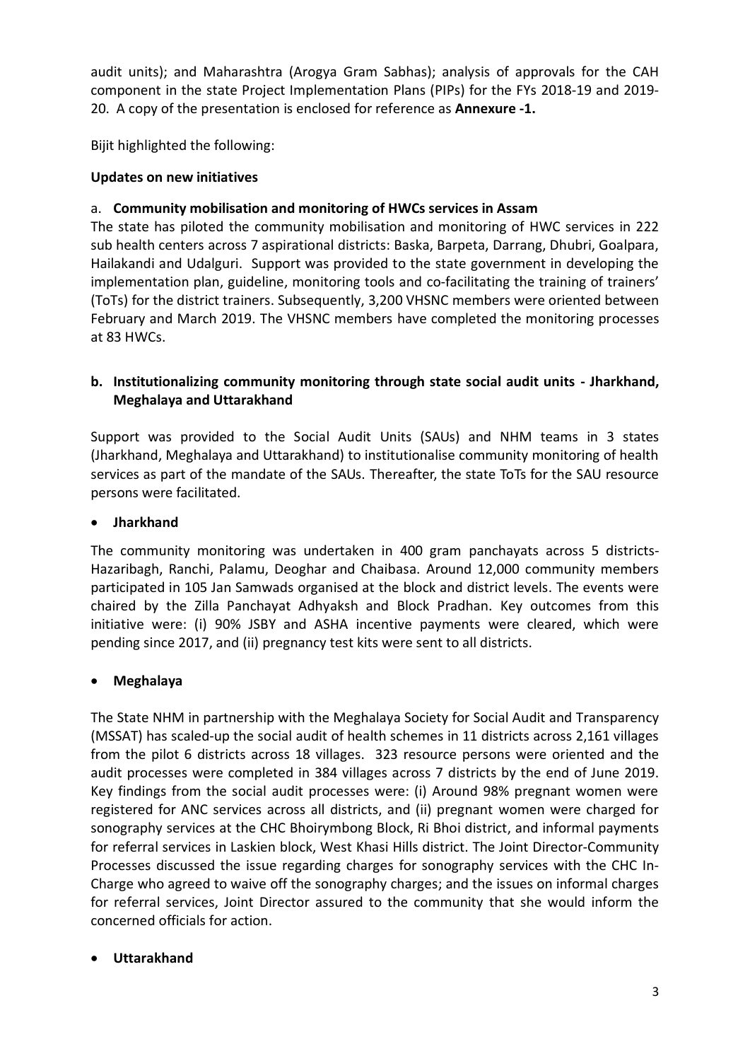audit units); and Maharashtra (Arogya Gram Sabhas); analysis of approvals for the CAH component in the state Project Implementation Plans (PIPs) for the FYs 2018-19 and 2019-20. A copy of the presentation is enclosed for reference as **Annexure -1.**

Bijit highlighted the following:

**Updates on new initiatives**

a. **Community mobilisation and monitoring of HWCs services in Assam**

The state has piloted the community mobilisation and monitoring of HWC services in 222 sub health centers across 7 aspirational districts: Baska, Barpeta, Darrang, Dhubri, Goalpara, Hailakandi and Udalguri. Support was provided to the state government in developing the implementation plan, guideline, monitoring tools and co-facilitating the training of trainers' (ToTs) for the district trainers. Subsequently, 3,200 VHSNC members were oriented between February and March 2019. The VHSNC members have completed the monitoring processes at 83 HWCs.

**b. Institutionalizing community monitoring through state social audit units - Jharkhand, Meghalaya and Uttarakhand**

Support was provided to the Social Audit Units (SAUs) and NHM teams in 3 states (Jharkhand, Meghalaya and Uttarakhand) to institutionalise community monitoring of health services as part of the mandate of the SAUs. Thereafter, the state ToTs for the SAU resource persons were facilitated.

- **Jharkhand**

The community monitoring was undertaken in 400 gram panchayats across 5 districts- Hazaribagh, Ranchi, Palamu, Deoghar and Chaibasa. Around 12,000 community members participated in 105 Jan Samwads organised at the block and district levels. The events were chaired by the Zilla Panchayat Adhyaksh and Block Pradhan. Key outcomes from this initiative were: (i) 90% JSBY and ASHA incentive payments were cleared, which were pending since 2017, and (ii) pregnancy test kits were sent to all districts.

- **Meghalaya**

The State NHM in partnership with the Meghalaya Society for Social Audit and Transparency (MSSAT) has scaled-up the social audit of health schemes in 11 districts across 2,161 villages from the pilot 6 districts across 18 villages. 323 resource persons were oriented and the audit processes were completed in 384 villages across 7 districts by the end of June 2019. Key findings from the social audit processes were: (i) Around 98% pregnant women were registered for ANC services across all districts, and (ii) pregnant women were charged for sonography services at the CHC Bhoirymbong Block, Ri Bhoi district, and informal payments for referral services in Laskien block, West Khasi Hills district. The Joint Director-Community Processes discussed the issue regarding charges for sonography services with the CHC In-Charge who agreed to waive off the sonography charges; and the issues on informal charges for referral services, Joint Director assured to the community that she would inform the concerned officials for action.

- **Uttarakhand**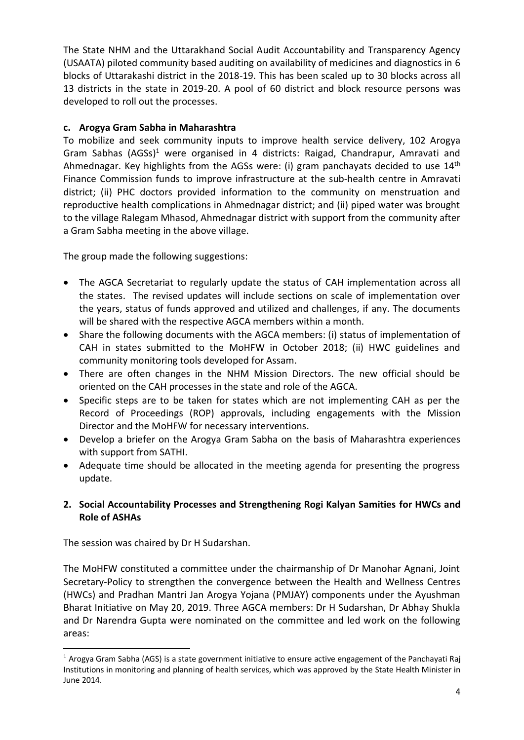The State NHM and the Uttarakhand Social Audit Accountability and Transparency Agency (USAATA) piloted community based auditing on availability of medicines and diagnostics in 6 blocks of Uttarakashi district in the 2018-19. This has been scaled up to 30 blocks across all 13 districts in the state in 2019-20. A pool of 60 district and block resource persons was developed to roll out the processes.

**c. Arogya Gram Sabha in Maharashtra**

To mobilize and seek community inputs to improve health service delivery, 102 Arogya Gram Sabhas (AGSs)[1] were organised in 4 districts: Raigad, Chandrapur, Amravati and Ahmednagar. Key highlights from the AGSs were: (i) gram panchayats decided to use 14th Finance Commission funds to improve infrastructure at the sub-health centre in Amravati district; (ii) PHC doctors provided information to the community on menstruation and reproductive health complications in Ahmednagar district; and (ii) piped water was brought to the village Ralegam Mhasod, Ahmednagar district with support from the community after a Gram Sabha meeting in the above village.

The group made the following suggestions:

- The AGCA Secretariat to regularly update the status of CAH implementation across all the states. The revised updates will include sections on scale of implementation over the years, status of funds approved and utilized and challenges, if any. The documents will be shared with the respective AGCA members within a month.
- Share the following documents with the AGCA members: (i) status of implementation of CAH in states submitted to the MoHFW in October 2018; (ii) HWC guidelines and community monitoring tools developed for Assam.
- There are often changes in the NHM Mission Directors. The new official should be oriented on the CAH processes in the state and role of the AGCA.
- Specific steps are to be taken for states which are not implementing CAH as per the Record of Proceedings (ROP) approvals, including engagements with the Mission Director and the MoHFW for necessary interventions.
- Develop a briefer on the Arogya Gram Sabha on the basis of Maharashtra experiences with support from SATHI.
- Adequate time should be allocated in the meeting agenda for presenting the progress update.

**2. Social Accountability Processes and Strengthening Rogi Kalyan Samities for HWCs and Role of ASHAs**

The session was chaired by Dr H Sudarshan.

The MoHFW constituted a committee under the chairmanship of Dr Manohar Agnani, Joint Secretary-Policy to strengthen the convergence between the Health and Wellness Centres (HWCs) and Pradhan Mantri Jan Arogya Yojana (PMJAY) components under the Ayushman Bharat Initiative on May 20, 2019. Three AGCA members: Dr H Sudarshan, Dr Abhay Shukla and Dr Narendra Gupta were nominated on the committee and led work on the following areas:

---

[1] Arogya Gram Sabha (AGS) is a state government initiative to ensure active engagement of the Panchayati Raj Institutions in monitoring and planning of health services, which was approved by the State Health Minister in June 2014.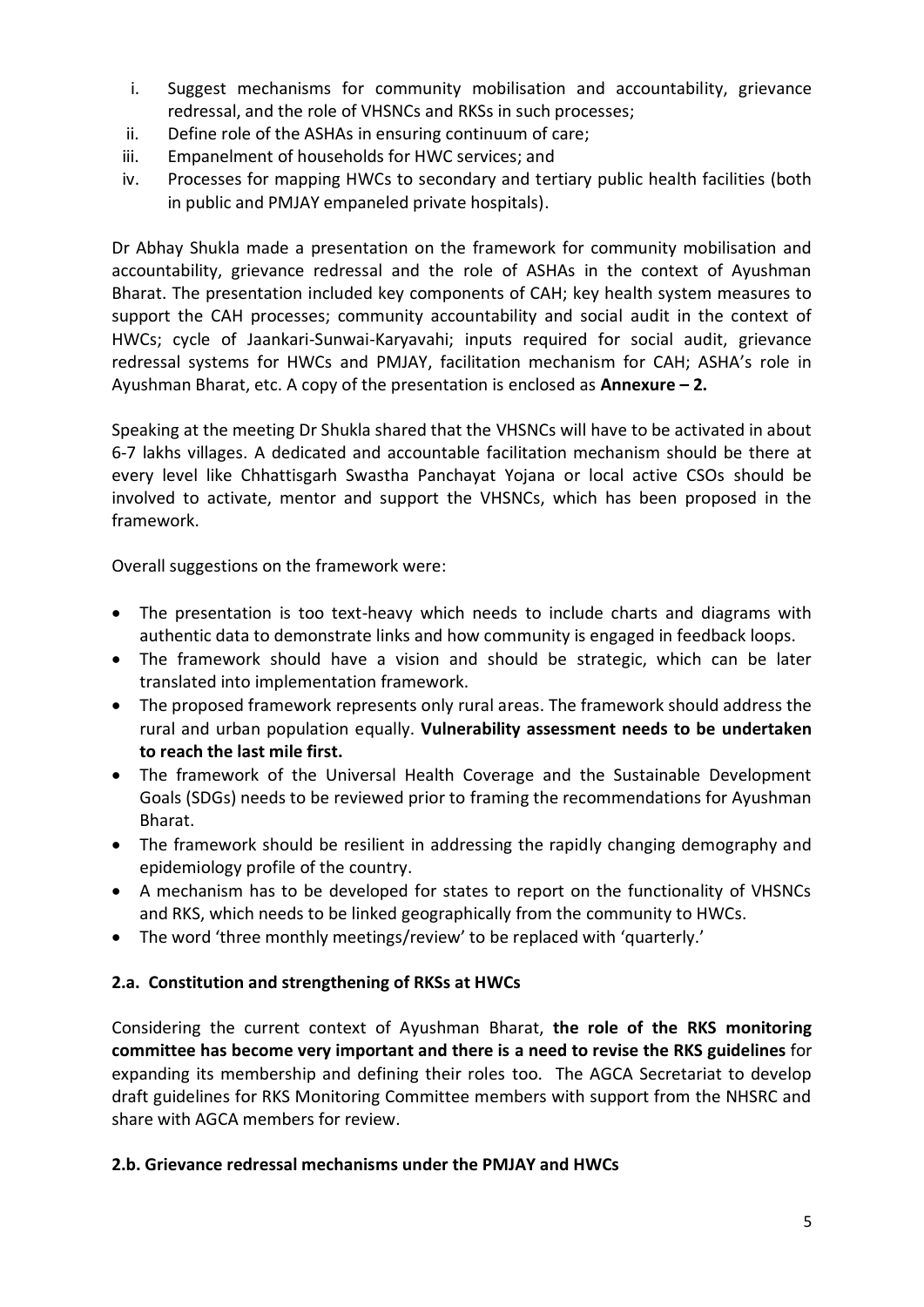i. Suggest mechanisms for community mobilisation and accountability, grievance redressal, and the role of VHSNCs and RKSs in such processes;
ii. Define role of the ASHAs in ensuring continuum of care;
iii. Empanelment of households for HWC services; and
iv. Processes for mapping HWCs to secondary and tertiary public health facilities (both in public and PMJAY empaneled private hospitals).

Dr Abhay Shukla made a presentation on the framework for community mobilisation and accountability, grievance redressal and the role of ASHAs in the context of Ayushman Bharat. The presentation included key components of CAH; key health system measures to support the CAH processes; community accountability and social audit in the context of HWCs; cycle of Jaankari-Sunwai-Karyavahi; inputs required for social audit, grievance redressal systems for HWCs and PMJAY, facilitation mechanism for CAH; ASHA's role in Ayushman Bharat, etc. A copy of the presentation is enclosed as **Annexure – 2.**

Speaking at the meeting Dr Shukla shared that the VHSNCs will have to be activated in about 6-7 lakhs villages. A dedicated and accountable facilitation mechanism should be there at every level like Chhattisgarh Swastha Panchayat Yojana or local active CSOs should be involved to activate, mentor and support the VHSNCs, which has been proposed in the framework.

Overall suggestions on the framework were:

- The presentation is too text-heavy which needs to include charts and diagrams with authentic data to demonstrate links and how community is engaged in feedback loops.
- The framework should have a vision and should be strategic, which can be later translated into implementation framework.
- The proposed framework represents only rural areas. The framework should address the rural and urban population equally. **Vulnerability assessment needs to be undertaken to reach the last mile first.**
- The framework of the Universal Health Coverage and the Sustainable Development Goals (SDGs) needs to be reviewed prior to framing the recommendations for Ayushman Bharat.
- The framework should be resilient in addressing the rapidly changing demography and epidemiology profile of the country.
- A mechanism has to be developed for states to report on the functionality of VHSNCs and RKS, which needs to be linked geographically from the community to HWCs.
- The word 'three monthly meetings/review' to be replaced with 'quarterly.'

### 2.a. Constitution and strengthening of RKSs at HWCs

Considering the current context of Ayushman Bharat, **the role of the RKS monitoring committee has become very important and there is a need to revise the RKS guidelines** for expanding its membership and defining their roles too. The AGCA Secretariat to develop draft guidelines for RKS Monitoring Committee members with support from the NHSRC and share with AGCA members for review.

### 2.b. Grievance redressal mechanisms under the PMJAY and HWCs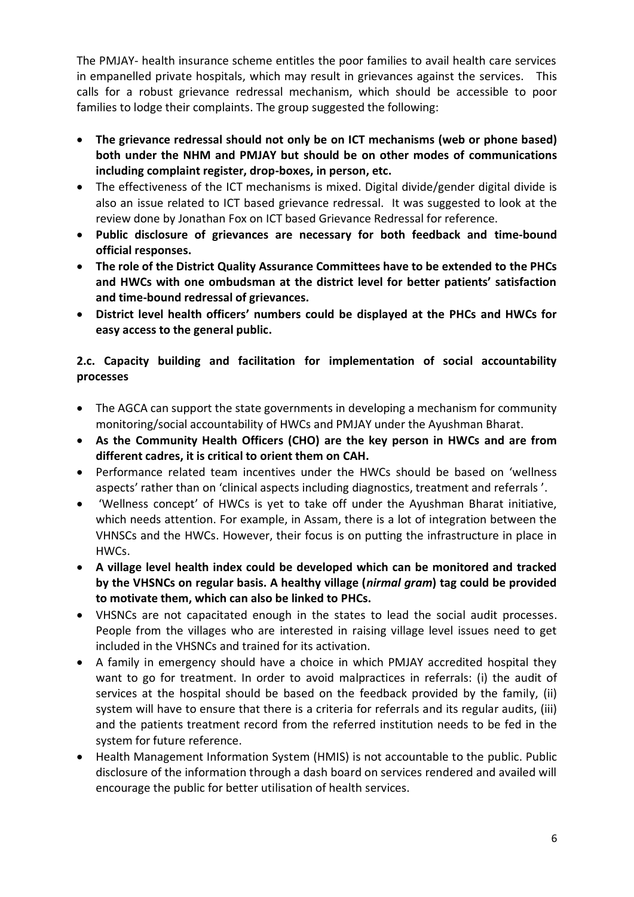The PMJAY- health insurance scheme entitles the poor families to avail health care services in empanelled private hospitals, which may result in grievances against the services. This calls for a robust grievance redressal mechanism, which should be accessible to poor families to lodge their complaints. The group suggested the following:

- **The grievance redressal should not only be on ICT mechanisms (web or phone based) both under the NHM and PMJAY but should be on other modes of communications including complaint register, drop-boxes, in person, etc.**
- The effectiveness of the ICT mechanisms is mixed. Digital divide/gender digital divide is also an issue related to ICT based grievance redressal. It was suggested to look at the review done by Jonathan Fox on ICT based Grievance Redressal for reference.
- **Public disclosure of grievances are necessary for both feedback and time-bound official responses.**
- **The role of the District Quality Assurance Committees have to be extended to the PHCs and HWCs with one ombudsman at the district level for better patients' satisfaction and time-bound redressal of grievances.**
- **District level health officers' numbers could be displayed at the PHCs and HWCs for easy access to the general public.**

### 2.c. Capacity building and facilitation for implementation of social accountability processes

- The AGCA can support the state governments in developing a mechanism for community monitoring/social accountability of HWCs and PMJAY under the Ayushman Bharat.
- **As the Community Health Officers (CHO) are the key person in HWCs and are from different cadres, it is critical to orient them on CAH.**
- Performance related team incentives under the HWCs should be based on 'wellness aspects' rather than on 'clinical aspects including diagnostics, treatment and referrals'.
- 'Wellness concept' of HWCs is yet to take off under the Ayushman Bharat initiative, which needs attention. For example, in Assam, there is a lot of integration between the VHNSCs and the HWCs. However, their focus is on putting the infrastructure in place in HWCs.
- **A village level health index could be developed which can be monitored and tracked by the VHSNCs on regular basis. A healthy village (*nirmal gram*) tag could be provided to motivate them, which can also be linked to PHCs.**
- VHSNCs are not capacitated enough in the states to lead the social audit processes. People from the villages who are interested in raising village level issues need to get included in the VHSNCs and trained for its activation.
- A family in emergency should have a choice in which PMJAY accredited hospital they want to go for treatment. In order to avoid malpractices in referrals: (i) the audit of services at the hospital should be based on the feedback provided by the family, (ii) system will have to ensure that there is a criteria for referrals and its regular audits, (iii) and the patients treatment record from the referred institution needs to be fed in the system for future reference.
- Health Management Information System (HMIS) is not accountable to the public. Public disclosure of the information through a dash board on services rendered and availed will encourage the public for better utilisation of health services.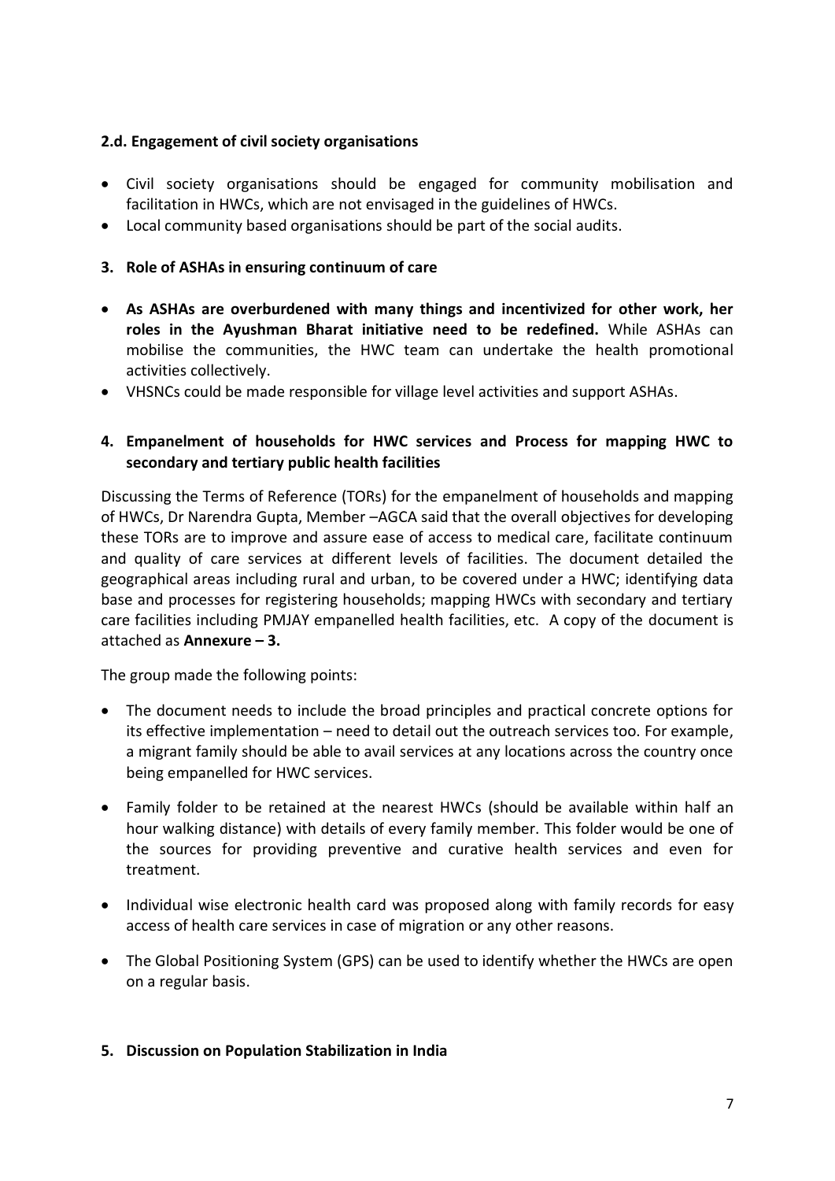**2.d. Engagement of civil society organisations**

- Civil society organisations should be engaged for community mobilisation and facilitation in HWCs, which are not envisaged in the guidelines of HWCs.
- Local community based organisations should be part of the social audits.

**3. Role of ASHAs in ensuring continuum of care**

- **As ASHAs are overburdened with many things and incentivized for other work, her roles in the Ayushman Bharat initiative need to be redefined.** While ASHAs can mobilise the communities, the HWC team can undertake the health promotional activities collectively.
- VHSNCs could be made responsible for village level activities and support ASHAs.

**4. Empanelment of households for HWC services and Process for mapping HWC to secondary and tertiary public health facilities**

Discussing the Terms of Reference (TORs) for the empanelment of households and mapping of HWCs, Dr Narendra Gupta, Member –AGCA said that the overall objectives for developing these TORs are to improve and assure ease of access to medical care, facilitate continuum and quality of care services at different levels of facilities. The document detailed the geographical areas including rural and urban, to be covered under a HWC; identifying data base and processes for registering households; mapping HWCs with secondary and tertiary care facilities including PMJAY empanelled health facilities, etc. A copy of the document is attached as **Annexure – 3.**

The group made the following points:

- The document needs to include the broad principles and practical concrete options for its effective implementation – need to detail out the outreach services too. For example, a migrant family should be able to avail services at any locations across the country once being empanelled for HWC services.
- Family folder to be retained at the nearest HWCs (should be available within half an hour walking distance) with details of every family member. This folder would be one of the sources for providing preventive and curative health services and even for treatment.
- Individual wise electronic health card was proposed along with family records for easy access of health care services in case of migration or any other reasons.
- The Global Positioning System (GPS) can be used to identify whether the HWCs are open on a regular basis.

**5. Discussion on Population Stabilization in India**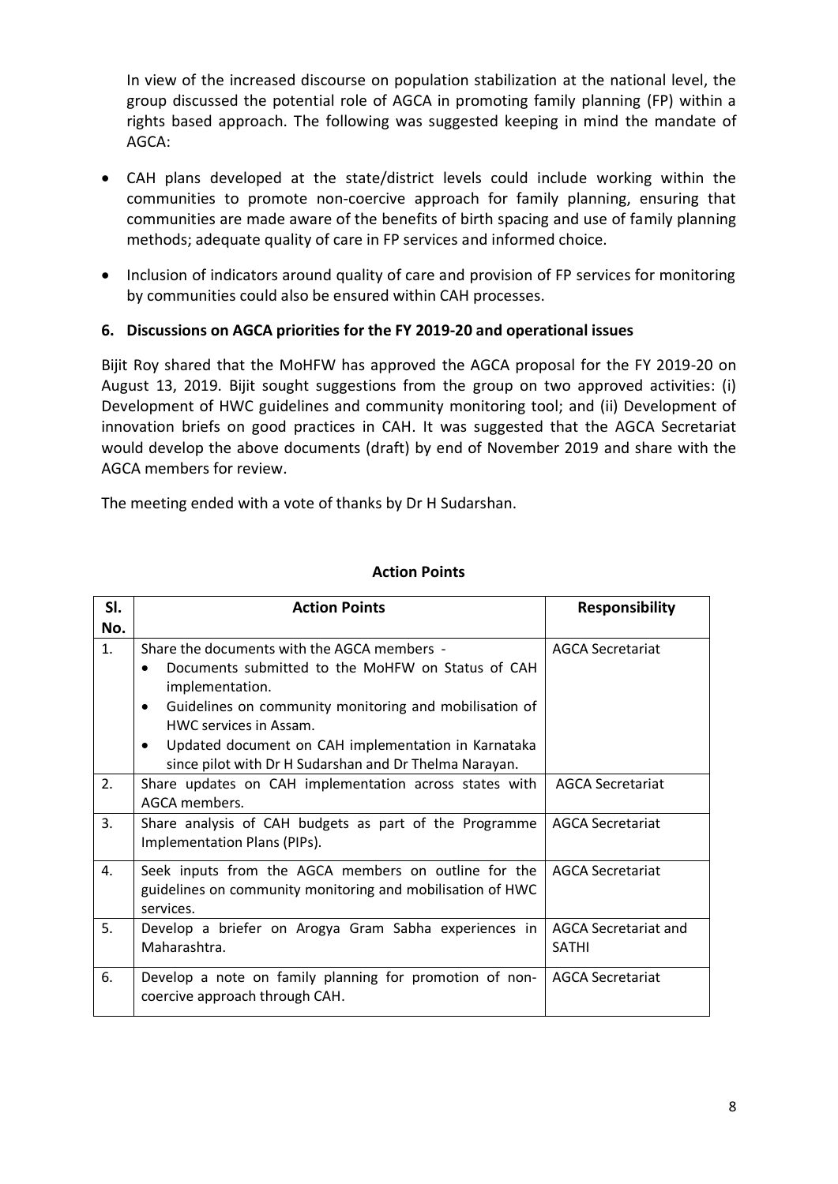In view of the increased discourse on population stabilization at the national level, the group discussed the potential role of AGCA in promoting family planning (FP) within a rights based approach. The following was suggested keeping in mind the mandate of AGCA:

- CAH plans developed at the state/district levels could include working within the communities to promote non-coercive approach for family planning, ensuring that communities are made aware of the benefits of birth spacing and use of family planning methods; adequate quality of care in FP services and informed choice.
- Inclusion of indicators around quality of care and provision of FP services for monitoring by communities could also be ensured within CAH processes.

## 6. Discussions on AGCA priorities for the FY 2019-20 and operational issues

Bijit Roy shared that the MoHFW has approved the AGCA proposal for the FY 2019-20 on August 13, 2019. Bijit sought suggestions from the group on two approved activities: (i) Development of HWC guidelines and community monitoring tool; and (ii) Development of innovation briefs on good practices in CAH. It was suggested that the AGCA Secretariat would develop the above documents (draft) by end of November 2019 and share with the AGCA members for review.

The meeting ended with a vote of thanks by Dr H Sudarshan.

## Action Points

| Sl. No. | Action Points | Responsibility |
|---|---|---|
| 1. | Share the documents with the AGCA members - <br>• Documents submitted to the MoHFW on Status of CAH implementation.<br>• Guidelines on community monitoring and mobilisation of HWC services in Assam.<br>• Updated document on CAH implementation in Karnataka since pilot with Dr H Sudarshan and Dr Thelma Narayan. | AGCA Secretariat |
| 2. | Share updates on CAH implementation across states with AGCA members. | AGCA Secretariat |
| 3. | Share analysis of CAH budgets as part of the Programme Implementation Plans (PIPs). | AGCA Secretariat |
| 4. | Seek inputs from the AGCA members on outline for the guidelines on community monitoring and mobilisation of HWC services. | AGCA Secretariat |
| 5. | Develop a briefer on Arogya Gram Sabha experiences in Maharashtra. | AGCA Secretariat and SATHI |
| 6. | Develop a note on family planning for promotion of non-coercive approach through CAH. | AGCA Secretariat |